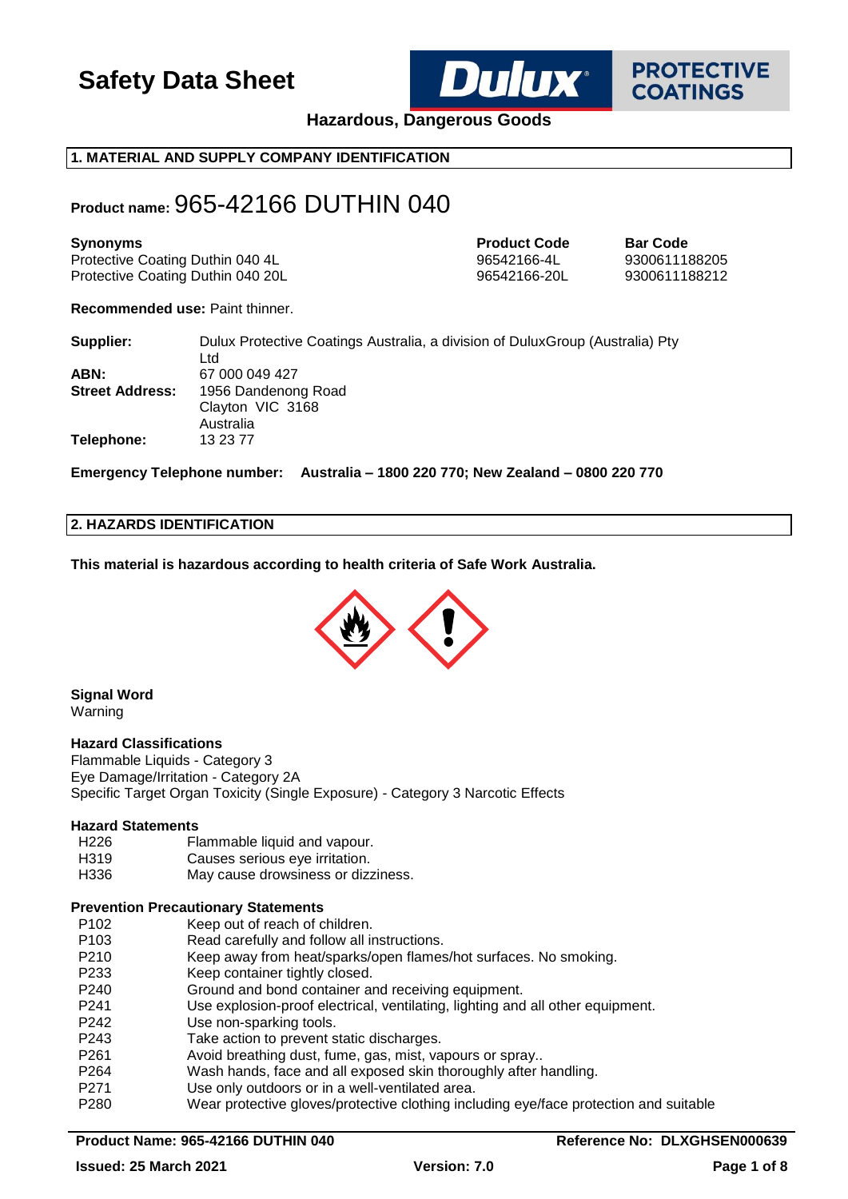# Safety Data Sheet

**Hazardous, Dangerous Goods**

## 1. MATERIAL AND SUPPLY COMPANY IDENTIFICATION

**Product name:** 965-42166 DUTHIN 040

| Synonyms | Product Code | Bar Code |
|---|---|---|
| Protective Coating Duthin 040 4L | 96542166-4L | 9300611188205 |
| Protective Coating Duthin 040 20L | 96542166-20L | 9300611188212 |

**Recommended use:** Paint thinner.

**Supplier:** Dulux Protective Coatings Australia, a division of DuluxGroup (Australia) Pty Ltd
**ABN:** 67 000 049 427
**Street Address:** 1956 Dandenong Road
Clayton VIC 3168
Australia
**Telephone:** 13 23 77

**Emergency Telephone number: Australia – 1800 220 770; New Zealand – 0800 220 770**

## 2. HAZARDS IDENTIFICATION

**This material is hazardous according to health criteria of Safe Work Australia.**

**Signal Word**
Warning

**Hazard Classifications**
Flammable Liquids - Category 3
Eye Damage/Irritation - Category 2A
Specific Target Organ Toxicity (Single Exposure) - Category 3 Narcotic Effects

**Hazard Statements**

| | |
|---|---|
| H226 | Flammable liquid and vapour. |
| H319 | Causes serious eye irritation. |
| H336 | May cause drowsiness or dizziness. |

**Prevention Precautionary Statements**

| | |
|---|---|
| P102 | Keep out of reach of children. |
| P103 | Read carefully and follow all instructions. |
| P210 | Keep away from heat/sparks/open flames/hot surfaces. No smoking. |
| P233 | Keep container tightly closed. |
| P240 | Ground and bond container and receiving equipment. |
| P241 | Use explosion-proof electrical, ventilating, lighting and all other equipment. |
| P242 | Use non-sparking tools. |
| P243 | Take action to prevent static discharges. |
| P261 | Avoid breathing dust, fume, gas, mist, vapours or spray.. |
| P264 | Wash hands, face and all exposed skin thoroughly after handling. |
| P271 | Use only outdoors or in a well-ventilated area. |
| P280 | Wear protective gloves/protective clothing including eye/face protection and suitable |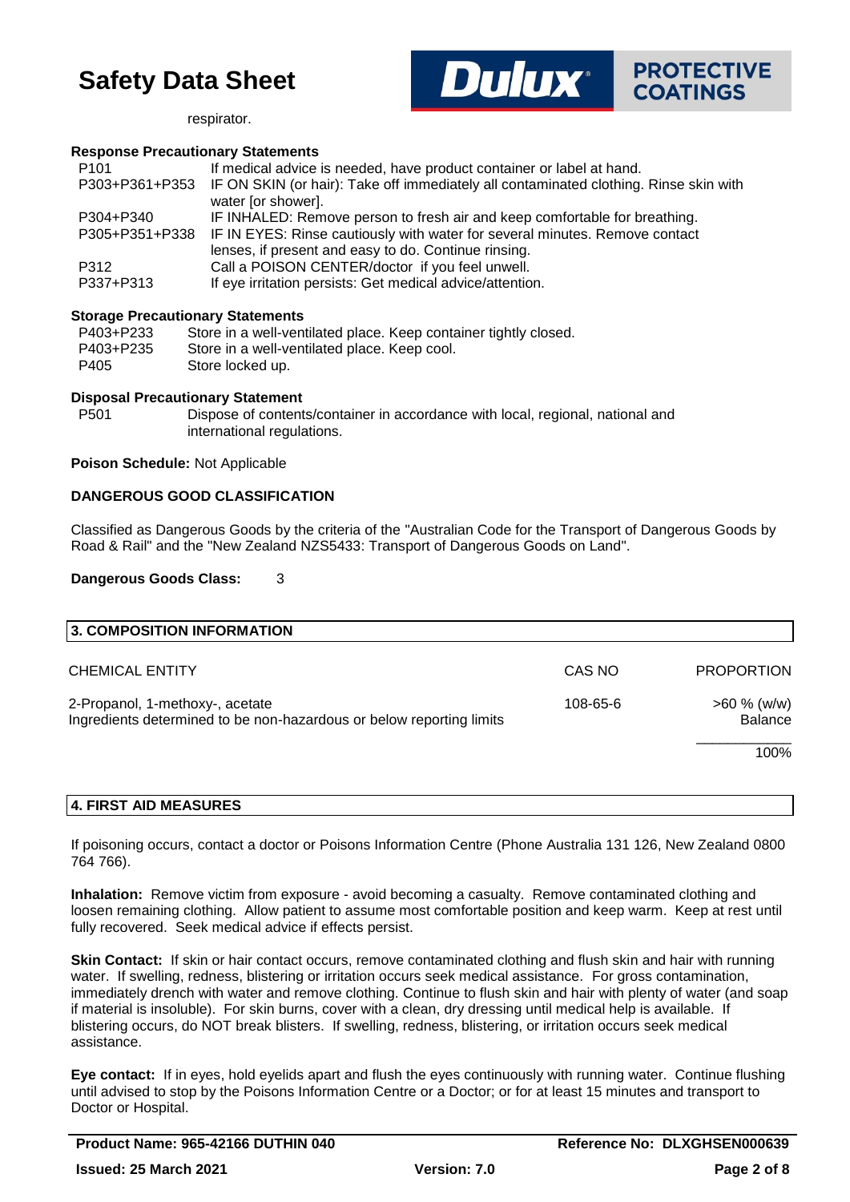respirator.

**Response Precautionary Statements**

| | |
|---|---|
| P101 | If medical advice is needed, have product container or label at hand. |
| P303+P361+P353 | IF ON SKIN (or hair): Take off immediately all contaminated clothing. Rinse skin with water [or shower]. |
| P304+P340 | IF INHALED: Remove person to fresh air and keep comfortable for breathing. |
| P305+P351+P338 | IF IN EYES: Rinse cautiously with water for several minutes. Remove contact lenses, if present and easy to do. Continue rinsing. |
| P312 | Call a POISON CENTER/doctor if you feel unwell. |
| P337+P313 | If eye irritation persists: Get medical advice/attention. |

**Storage Precautionary Statements**

| | |
|---|---|
| P403+P233 | Store in a well-ventilated place. Keep container tightly closed. |
| P403+P235 | Store in a well-ventilated place. Keep cool. |
| P405 | Store locked up. |

**Disposal Precautionary Statement**

| | |
|---|---|
| P501 | Dispose of contents/container in accordance with local, regional, national and international regulations. |

**Poison Schedule:** Not Applicable

**DANGEROUS GOOD CLASSIFICATION**

Classified as Dangerous Goods by the criteria of the "Australian Code for the Transport of Dangerous Goods by Road & Rail" and the "New Zealand NZS5433: Transport of Dangerous Goods on Land".

**Dangerous Goods Class:** 3

## 3. COMPOSITION INFORMATION

| CHEMICAL ENTITY | CAS NO | PROPORTION |
|---|---|---|
| 2-Propanol, 1-methoxy-, acetate | 108-65-6 | >60 % (w/w) |
| Ingredients determined to be non-hazardous or below reporting limits | | Balance |
| | | 100% |

## 4. FIRST AID MEASURES

If poisoning occurs, contact a doctor or Poisons Information Centre (Phone Australia 131 126, New Zealand 0800 764 766).

**Inhalation:** Remove victim from exposure - avoid becoming a casualty. Remove contaminated clothing and loosen remaining clothing. Allow patient to assume most comfortable position and keep warm. Keep at rest until fully recovered. Seek medical advice if effects persist.

**Skin Contact:** If skin or hair contact occurs, remove contaminated clothing and flush skin and hair with running water. If swelling, redness, blistering or irritation occurs seek medical assistance. For gross contamination, immediately drench with water and remove clothing. Continue to flush skin and hair with plenty of water (and soap if material is insoluble). For skin burns, cover with a clean, dry dressing until medical help is available. If blistering occurs, do NOT break blisters. If swelling, redness, blistering, or irritation occurs seek medical assistance.

**Eye contact:** If in eyes, hold eyelids apart and flush the eyes continuously with running water. Continue flushing until advised to stop by the Poisons Information Centre or a Doctor; or for at least 15 minutes and transport to Doctor or Hospital.

**Product Name: 965-42166 DUTHIN 040** | **Reference No: DLXGHSEN000639**

**Issued: 25 March 2021** | **Version: 7.0**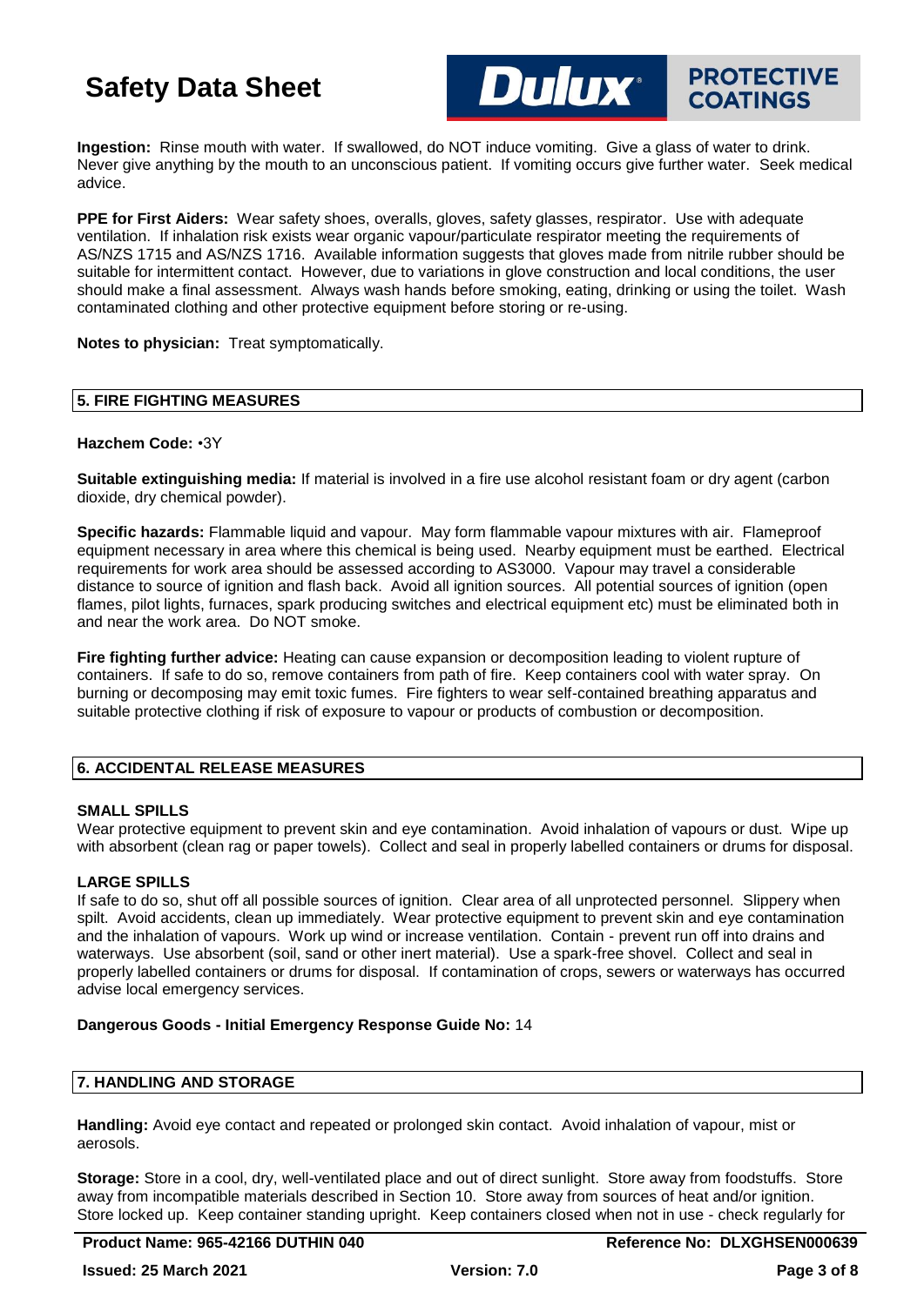**Ingestion:** Rinse mouth with water. If swallowed, do NOT induce vomiting. Give a glass of water to drink. Never give anything by the mouth to an unconscious patient. If vomiting occurs give further water. Seek medical advice.

**PPE for First Aiders:** Wear safety shoes, overalls, gloves, safety glasses, respirator. Use with adequate ventilation. If inhalation risk exists wear organic vapour/particulate respirator meeting the requirements of AS/NZS 1715 and AS/NZS 1716. Available information suggests that gloves made from nitrile rubber should be suitable for intermittent contact. However, due to variations in glove construction and local conditions, the user should make a final assessment. Always wash hands before smoking, eating, drinking or using the toilet. Wash contaminated clothing and other protective equipment before storing or re-using.

**Notes to physician:** Treat symptomatically.

## 5. FIRE FIGHTING MEASURES

**Hazchem Code:** •3Y

**Suitable extinguishing media:** If material is involved in a fire use alcohol resistant foam or dry agent (carbon dioxide, dry chemical powder).

**Specific hazards:** Flammable liquid and vapour. May form flammable vapour mixtures with air. Flameproof equipment necessary in area where this chemical is being used. Nearby equipment must be earthed. Electrical requirements for work area should be assessed according to AS3000. Vapour may travel a considerable distance to source of ignition and flash back. Avoid all ignition sources. All potential sources of ignition (open flames, pilot lights, furnaces, spark producing switches and electrical equipment etc) must be eliminated both in and near the work area. Do NOT smoke.

**Fire fighting further advice:** Heating can cause expansion or decomposition leading to violent rupture of containers. If safe to do so, remove containers from path of fire. Keep containers cool with water spray. On burning or decomposing may emit toxic fumes. Fire fighters to wear self-contained breathing apparatus and suitable protective clothing if risk of exposure to vapour or products of combustion or decomposition.

## 6. ACCIDENTAL RELEASE MEASURES

**SMALL SPILLS**

Wear protective equipment to prevent skin and eye contamination. Avoid inhalation of vapours or dust. Wipe up with absorbent (clean rag or paper towels). Collect and seal in properly labelled containers or drums for disposal.

**LARGE SPILLS**

If safe to do so, shut off all possible sources of ignition. Clear area of all unprotected personnel. Slippery when spilt. Avoid accidents, clean up immediately. Wear protective equipment to prevent skin and eye contamination and the inhalation of vapours. Work up wind or increase ventilation. Contain - prevent run off into drains and waterways. Use absorbent (soil, sand or other inert material). Use a spark-free shovel. Collect and seal in properly labelled containers or drums for disposal. If contamination of crops, sewers or waterways has occurred advise local emergency services.

**Dangerous Goods - Initial Emergency Response Guide No:** 14

## 7. HANDLING AND STORAGE

**Handling:** Avoid eye contact and repeated or prolonged skin contact. Avoid inhalation of vapour, mist or aerosols.

**Storage:** Store in a cool, dry, well-ventilated place and out of direct sunlight. Store away from foodstuffs. Store away from incompatible materials described in Section 10. Store away from sources of heat and/or ignition. Store locked up. Keep container standing upright. Keep containers closed when not in use - check regularly for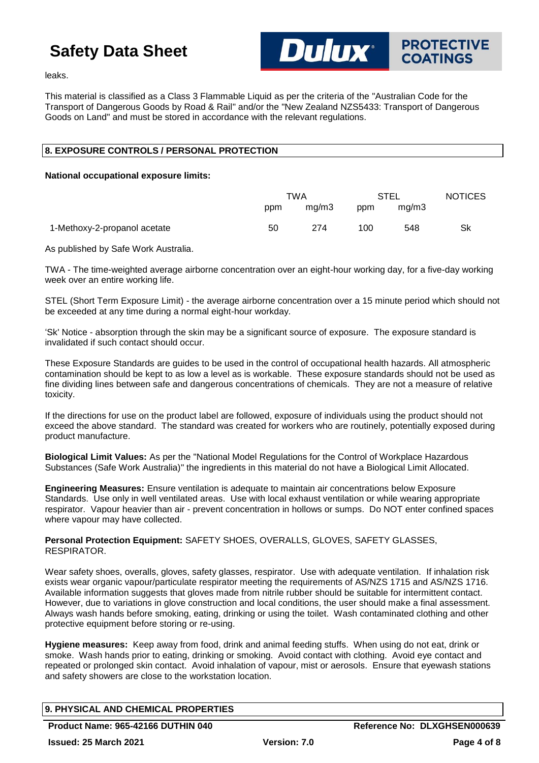leaks.

This material is classified as a Class 3 Flammable Liquid as per the criteria of the "Australian Code for the Transport of Dangerous Goods by Road & Rail" and/or the "New Zealand NZS5433: Transport of Dangerous Goods on Land" and must be stored in accordance with the relevant regulations.

## 8. EXPOSURE CONTROLS / PERSONAL PROTECTION

**National occupational exposure limits:**

| | TWA | | STEL | | NOTICES |
|---|---|---|---|---|---|
| | ppm | mg/m3 | ppm | mg/m3 | |
| 1-Methoxy-2-propanol acetate | 50 | 274 | 100 | 548 | Sk |

As published by Safe Work Australia.

TWA - The time-weighted average airborne concentration over an eight-hour working day, for a five-day working week over an entire working life.

STEL (Short Term Exposure Limit) - the average airborne concentration over a 15 minute period which should not be exceeded at any time during a normal eight-hour workday.

'Sk' Notice - absorption through the skin may be a significant source of exposure. The exposure standard is invalidated if such contact should occur.

These Exposure Standards are guides to be used in the control of occupational health hazards. All atmospheric contamination should be kept to as low a level as is workable. These exposure standards should not be used as fine dividing lines between safe and dangerous concentrations of chemicals. They are not a measure of relative toxicity.

If the directions for use on the product label are followed, exposure of individuals using the product should not exceed the above standard. The standard was created for workers who are routinely, potentially exposed during product manufacture.

**Biological Limit Values:** As per the "National Model Regulations for the Control of Workplace Hazardous Substances (Safe Work Australia)" the ingredients in this material do not have a Biological Limit Allocated.

**Engineering Measures:** Ensure ventilation is adequate to maintain air concentrations below Exposure Standards. Use only in well ventilated areas. Use with local exhaust ventilation or while wearing appropriate respirator. Vapour heavier than air - prevent concentration in hollows or sumps. Do NOT enter confined spaces where vapour may have collected.

**Personal Protection Equipment:** SAFETY SHOES, OVERALLS, GLOVES, SAFETY GLASSES, RESPIRATOR.

Wear safety shoes, overalls, gloves, safety glasses, respirator. Use with adequate ventilation. If inhalation risk exists wear organic vapour/particulate respirator meeting the requirements of AS/NZS 1715 and AS/NZS 1716. Available information suggests that gloves made from nitrile rubber should be suitable for intermittent contact. However, due to variations in glove construction and local conditions, the user should make a final assessment. Always wash hands before smoking, eating, drinking or using the toilet. Wash contaminated clothing and other protective equipment before storing or re-using.

**Hygiene measures:** Keep away from food, drink and animal feeding stuffs. When using do not eat, drink or smoke. Wash hands prior to eating, drinking or smoking. Avoid contact with clothing. Avoid eye contact and repeated or prolonged skin contact. Avoid inhalation of vapour, mist or aerosols. Ensure that eyewash stations and safety showers are close to the workstation location.

## 9. PHYSICAL AND CHEMICAL PROPERTIES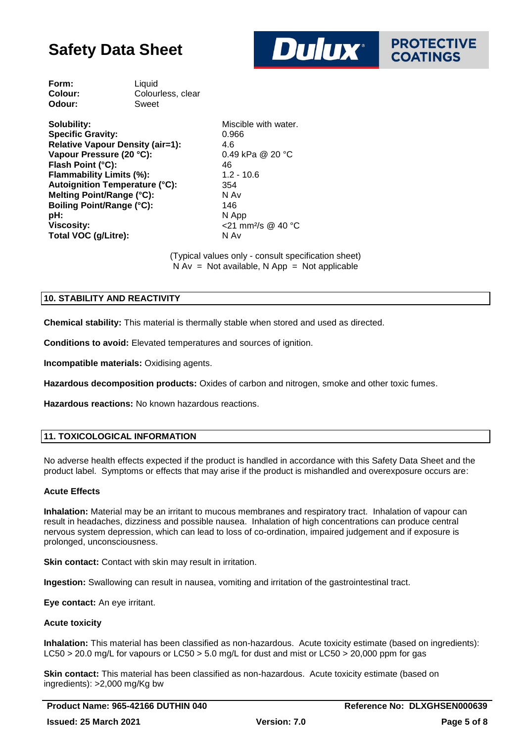| | |
|---|---|
| **Form:** | Liquid |
| **Colour:** | Colourless, clear |
| **Odour:** | Sweet |

| | |
|---|---|
| **Solubility:** | Miscible with water. |
| **Specific Gravity:** | 0.966 |
| **Relative Vapour Density (air=1):** | 4.6 |
| **Vapour Pressure (20 °C):** | 0.49 kPa @ 20 °C |
| **Flash Point (°C):** | 46 |
| **Flammability Limits (%):** | 1.2 - 10.6 |
| **Autoignition Temperature (°C):** | 354 |
| **Melting Point/Range (°C):** | N Av |
| **Boiling Point/Range (°C):** | 146 |
| **pH:** | N App |
| **Viscosity:** | <21 $mm^2/s$ @ 40 °C |
| **Total VOC (g/Litre):** | N Av |

(Typical values only - consult specification sheet)
N Av = Not available, N App = Not applicable

## 10. STABILITY AND REACTIVITY

**Chemical stability:** This material is thermally stable when stored and used as directed.

**Conditions to avoid:** Elevated temperatures and sources of ignition.

**Incompatible materials:** Oxidising agents.

**Hazardous decomposition products:** Oxides of carbon and nitrogen, smoke and other toxic fumes.

**Hazardous reactions:** No known hazardous reactions.

## 11. TOXICOLOGICAL INFORMATION

No adverse health effects expected if the product is handled in accordance with this Safety Data Sheet and the product label. Symptoms or effects that may arise if the product is mishandled and overexposure occurs are:

### Acute Effects

**Inhalation:** Material may be an irritant to mucous membranes and respiratory tract. Inhalation of vapour can result in headaches, dizziness and possible nausea. Inhalation of high concentrations can produce central nervous system depression, which can lead to loss of co-ordination, impaired judgement and if exposure is prolonged, unconsciousness.

**Skin contact:** Contact with skin may result in irritation.

**Ingestion:** Swallowing can result in nausea, vomiting and irritation of the gastrointestinal tract.

**Eye contact:** An eye irritant.

### Acute toxicity

**Inhalation:** This material has been classified as non-hazardous. Acute toxicity estimate (based on ingredients): LC50 > 20.0 mg/L for vapours or LC50 > 5.0 mg/L for dust and mist or LC50 > 20,000 ppm for gas

**Skin contact:** This material has been classified as non-hazardous. Acute toxicity estimate (based on ingredients): >2,000 mg/Kg bw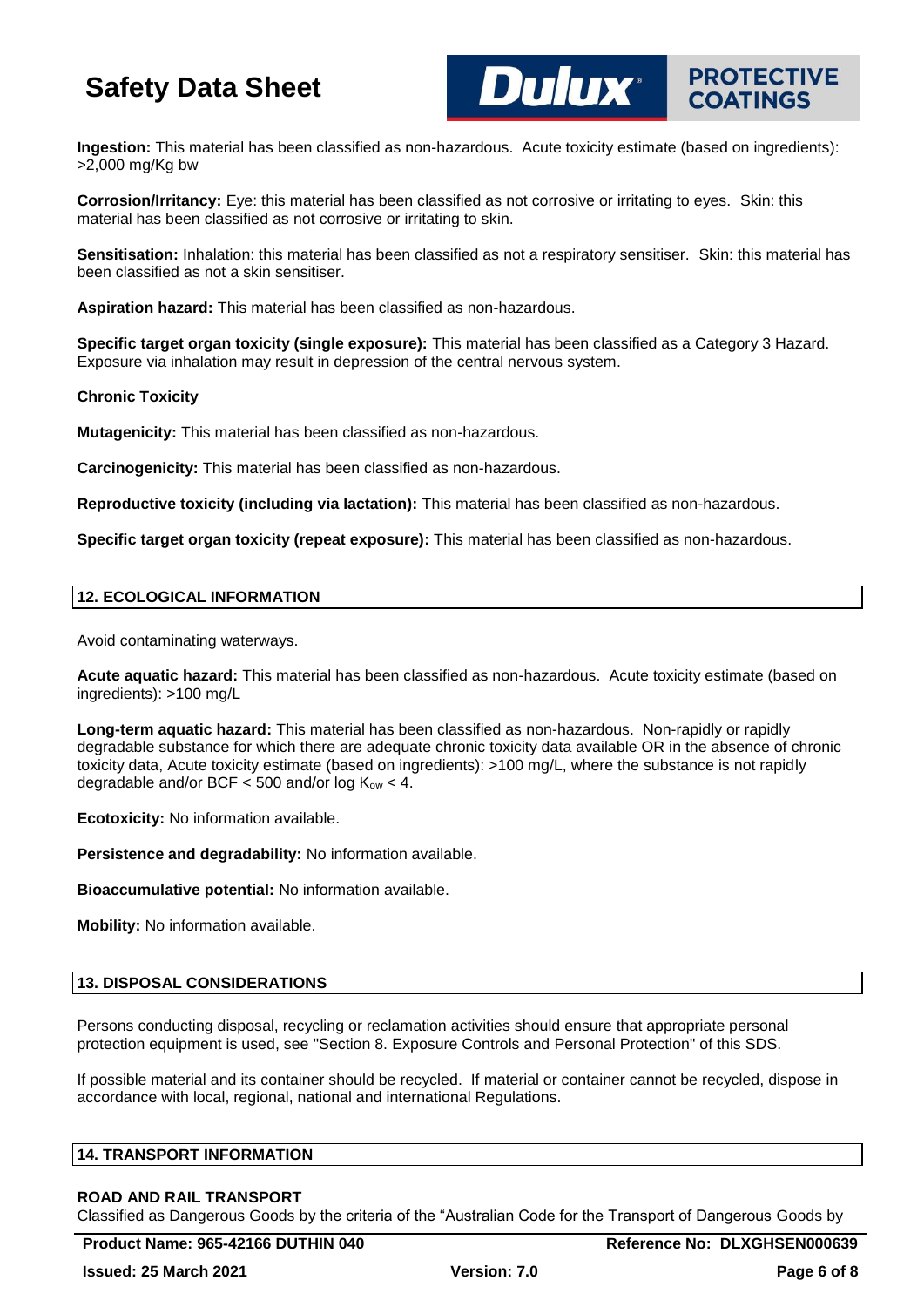**Ingestion:** This material has been classified as non-hazardous. Acute toxicity estimate (based on ingredients): >2,000 mg/Kg bw

**Corrosion/Irritancy:** Eye: this material has been classified as not corrosive or irritating to eyes. Skin: this material has been classified as not corrosive or irritating to skin.

**Sensitisation:** Inhalation: this material has been classified as not a respiratory sensitiser. Skin: this material has been classified as not a skin sensitiser.

**Aspiration hazard:** This material has been classified as non-hazardous.

**Specific target organ toxicity (single exposure):** This material has been classified as a Category 3 Hazard. Exposure via inhalation may result in depression of the central nervous system.

**Chronic Toxicity**

**Mutagenicity:** This material has been classified as non-hazardous.

**Carcinogenicity:** This material has been classified as non-hazardous.

**Reproductive toxicity (including via lactation):** This material has been classified as non-hazardous.

**Specific target organ toxicity (repeat exposure):** This material has been classified as non-hazardous.

## 12. ECOLOGICAL INFORMATION

Avoid contaminating waterways.

**Acute aquatic hazard:** This material has been classified as non-hazardous. Acute toxicity estimate (based on ingredients): >100 mg/L

**Long-term aquatic hazard:** This material has been classified as non-hazardous. Non-rapidly or rapidly degradable substance for which there are adequate chronic toxicity data available OR in the absence of chronic toxicity data, Acute toxicity estimate (based on ingredients): >100 mg/L, where the substance is not rapidly degradable and/or BCF < 500 and/or log $K_{ow}$ < 4.

**Ecotoxicity:** No information available.

**Persistence and degradability:** No information available.

**Bioaccumulative potential:** No information available.

**Mobility:** No information available.

## 13. DISPOSAL CONSIDERATIONS

Persons conducting disposal, recycling or reclamation activities should ensure that appropriate personal protection equipment is used, see "Section 8. Exposure Controls and Personal Protection" of this SDS.

If possible material and its container should be recycled. If material or container cannot be recycled, dispose in accordance with local, regional, national and international Regulations.

## 14. TRANSPORT INFORMATION

**ROAD AND RAIL TRANSPORT**

Classified as Dangerous Goods by the criteria of the “Australian Code for the Transport of Dangerous Goods by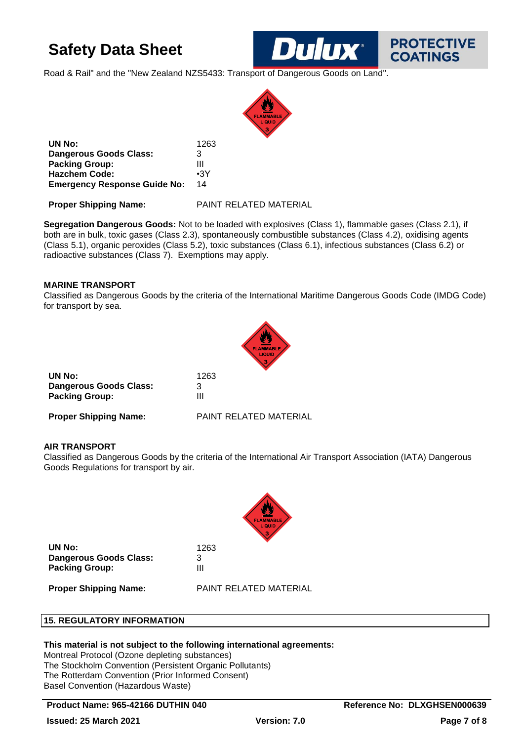Road & Rail" and the "New Zealand NZS5433: Transport of Dangerous Goods on Land".

| | |
|---|---|
| **UN No:** | 1263 |
| **Dangerous Goods Class:** | 3 |
| **Packing Group:** | III |
| **Hazchem Code:** | •3Y |
| **Emergency Response Guide No:** | 14 |
| **Proper Shipping Name:** | PAINT RELATED MATERIAL |

**Segregation Dangerous Goods:** Not to be loaded with explosives (Class 1), flammable gases (Class 2.1), if both are in bulk, toxic gases (Class 2.3), spontaneously combustible substances (Class 4.2), oxidising agents (Class 5.1), organic peroxides (Class 5.2), toxic substances (Class 6.1), infectious substances (Class 6.2) or radioactive substances (Class 7). Exemptions may apply.

**MARINE TRANSPORT**

Classified as Dangerous Goods by the criteria of the International Maritime Dangerous Goods Code (IMDG Code) for transport by sea.

| | |
|---|---|
| **UN No:** | 1263 |
| **Dangerous Goods Class:** | 3 |
| **Packing Group:** | III |
| **Proper Shipping Name:** | PAINT RELATED MATERIAL |

**AIR TRANSPORT**

Classified as Dangerous Goods by the criteria of the International Air Transport Association (IATA) Dangerous Goods Regulations for transport by air.

| | |
|---|---|
| **UN No:** | 1263 |
| **Dangerous Goods Class:** | 3 |
| **Packing Group:** | III |
| **Proper Shipping Name:** | PAINT RELATED MATERIAL |

## 15. REGULATORY INFORMATION

**This material is not subject to the following international agreements:**

Montreal Protocol (Ozone depleting substances)
The Stockholm Convention (Persistent Organic Pollutants)
The Rotterdam Convention (Prior Informed Consent)
Basel Convention (Hazardous Waste)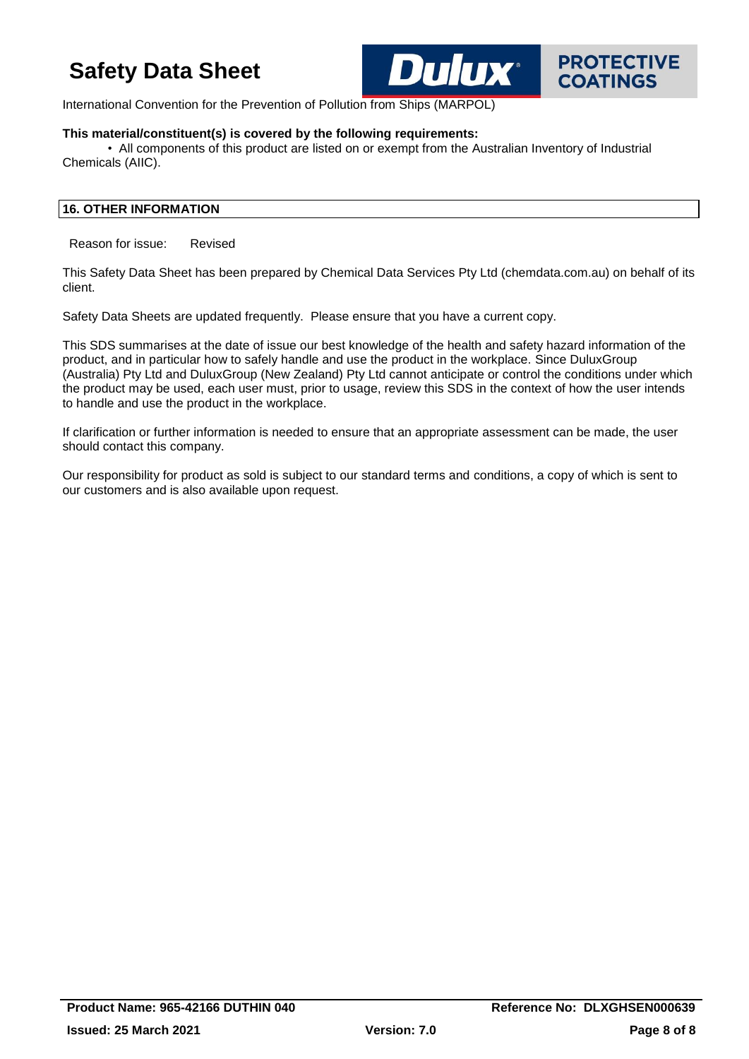International Convention for the Prevention of Pollution from Ships (MARPOL)

**This material/constituent(s) is covered by the following requirements:**

- All components of this product are listed on or exempt from the Australian Inventory of Industrial Chemicals (AIIC).

## 16. OTHER INFORMATION

Reason for issue: Revised

This Safety Data Sheet has been prepared by Chemical Data Services Pty Ltd (chemdata.com.au) on behalf of its client.

Safety Data Sheets are updated frequently. Please ensure that you have a current copy.

This SDS summarises at the date of issue our best knowledge of the health and safety hazard information of the product, and in particular how to safely handle and use the product in the workplace. Since DuluxGroup (Australia) Pty Ltd and DuluxGroup (New Zealand) Pty Ltd cannot anticipate or control the conditions under which the product may be used, each user must, prior to usage, review this SDS in the context of how the user intends to handle and use the product in the workplace.

If clarification or further information is needed to ensure that an appropriate assessment can be made, the user should contact this company.

Our responsibility for product as sold is subject to our standard terms and conditions, a copy of which is sent to our customers and is also available upon request.